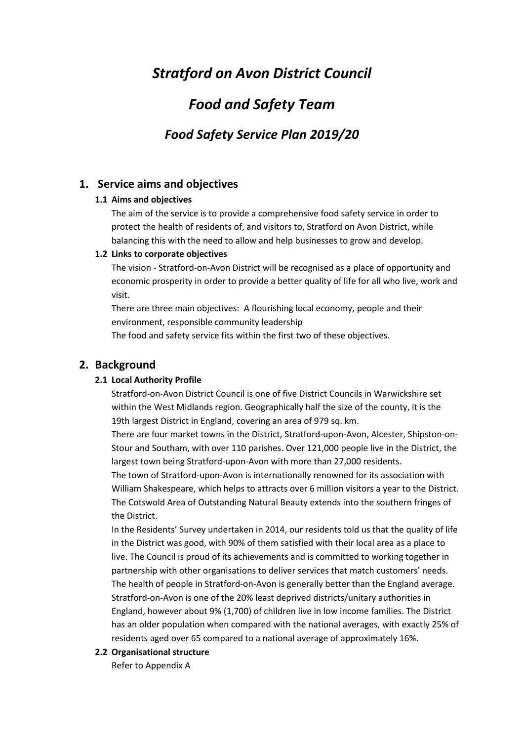# *Stratford on Avon District Council*

# *Food and Safety Team*

## *Food Safety Service Plan 2019/20*

## 1. Service aims and objectives

### 1.1 Aims and objectives

The aim of the service is to provide a comprehensive food safety service in order to protect the health of residents of, and visitors to, Stratford on Avon District, while balancing this with the need to allow and help businesses to grow and develop.

### 1.2 Links to corporate objectives

The vision - Stratford-on-Avon District will be recognised as a place of opportunity and economic prosperity in order to provide a better quality of life for all who live, work and visit.

There are three main objectives: A flourishing local economy, people and their environment, responsible community leadership

The food and safety service fits within the first two of these objectives.

## 2. Background

### 2.1 Local Authority Profile

Stratford-on-Avon District Council is one of five District Councils in Warwickshire set within the West Midlands region. Geographically half the size of the county, it is the 19th largest District in England, covering an area of 979 sq. km.

There are four market towns in the District, Stratford-upon-Avon, Alcester, Shipston-on-Stour and Southam, with over 110 parishes. Over 121,000 people live in the District, the largest town being Stratford-upon-Avon with more than 27,000 residents.

The town of Stratford-upon-Avon is internationally renowned for its association with William Shakespeare, which helps to attracts over 6 million visitors a year to the District. The Cotswold Area of Outstanding Natural Beauty extends into the southern fringes of the District.

In the Residents' Survey undertaken in 2014, our residents told us that the quality of life in the District was good, with 90% of them satisfied with their local area as a place to live. The Council is proud of its achievements and is committed to working together in partnership with other organisations to deliver services that match customers' needs.

The health of people in Stratford-on-Avon is generally better than the England average. Stratford-on-Avon is one of the 20% least deprived districts/unitary authorities in England, however about 9% (1,700) of children live in low income families. The District has an older population when compared with the national averages, with exactly 25% of residents aged over 65 compared to a national average of approximately 16%.

### 2.2 Organisational structure

Refer to Appendix A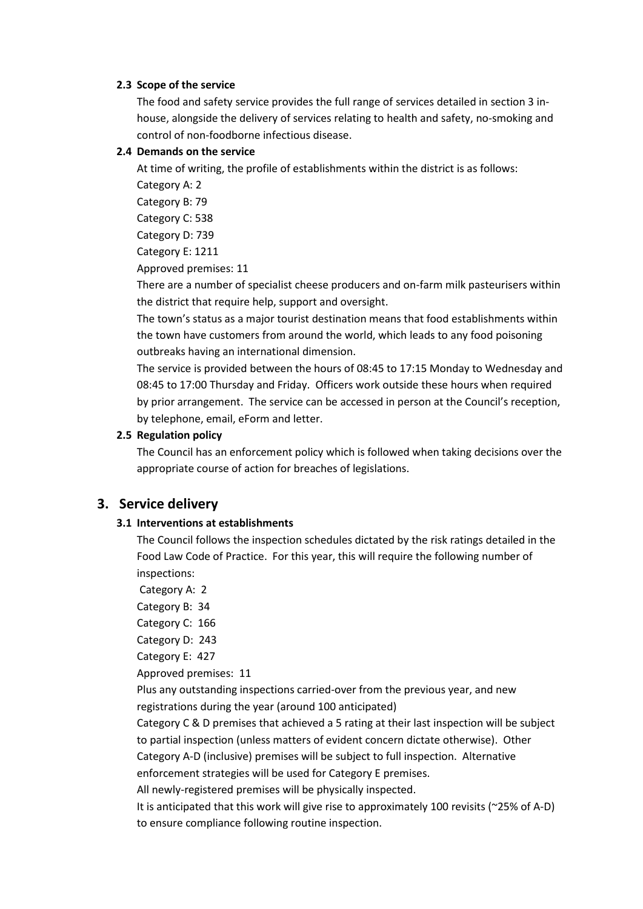### 2.3 Scope of the service

The food and safety service provides the full range of services detailed in section 3 in-house, alongside the delivery of services relating to health and safety, no-smoking and control of non-foodborne infectious disease.

### 2.4 Demands on the service

At time of writing, the profile of establishments within the district is as follows:

Category A: 2
Category B: 79
Category C: 538
Category D: 739
Category E: 1211
Approved premises: 11

There are a number of specialist cheese producers and on-farm milk pasteurisers within the district that require help, support and oversight.

The town's status as a major tourist destination means that food establishments within the town have customers from around the world, which leads to any food poisoning outbreaks having an international dimension.

The service is provided between the hours of 08:45 to 17:15 Monday to Wednesday and 08:45 to 17:00 Thursday and Friday. Officers work outside these hours when required by prior arrangement. The service can be accessed in person at the Council's reception, by telephone, email, eForm and letter.

### 2.5 Regulation policy

The Council has an enforcement policy which is followed when taking decisions over the appropriate course of action for breaches of legislations.

## 3. Service delivery

### 3.1 Interventions at establishments

The Council follows the inspection schedules dictated by the risk ratings detailed in the Food Law Code of Practice. For this year, this will require the following number of inspections:

Category A: 2
Category B: 34
Category C: 166
Category D: 243
Category E: 427
Approved premises: 11

Plus any outstanding inspections carried-over from the previous year, and new registrations during the year (around 100 anticipated)

Category C & D premises that achieved a 5 rating at their last inspection will be subject to partial inspection (unless matters of evident concern dictate otherwise). Other Category A-D (inclusive) premises will be subject to full inspection. Alternative enforcement strategies will be used for Category E premises.

All newly-registered premises will be physically inspected.

It is anticipated that this work will give rise to approximately 100 revisits (~25% of A-D) to ensure compliance following routine inspection.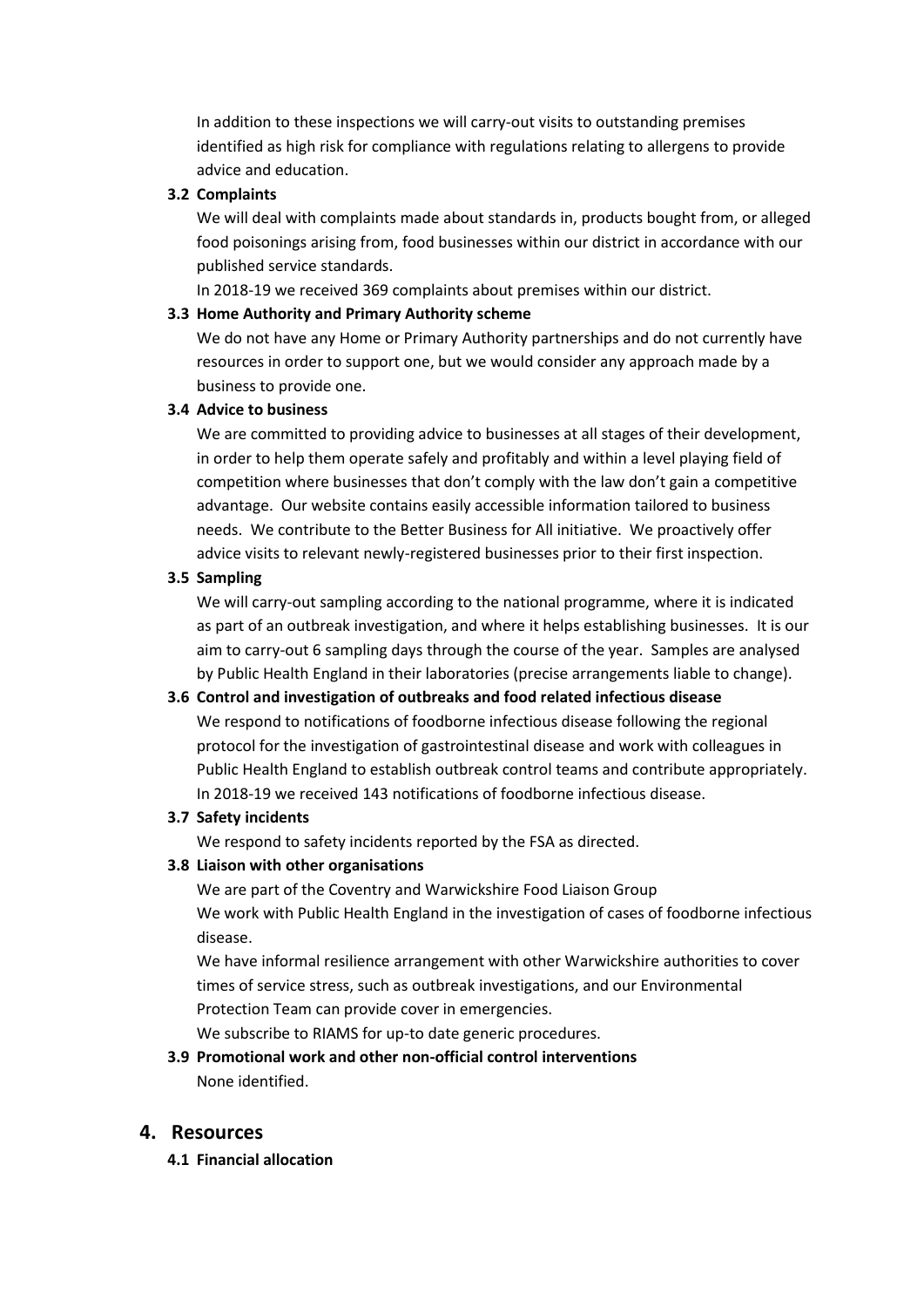In addition to these inspections we will carry-out visits to outstanding premises identified as high risk for compliance with regulations relating to allergens to provide advice and education.

### 3.2 Complaints

We will deal with complaints made about standards in, products bought from, or alleged food poisonings arising from, food businesses within our district in accordance with our published service standards.

In 2018-19 we received 369 complaints about premises within our district.

### 3.3 Home Authority and Primary Authority scheme

We do not have any Home or Primary Authority partnerships and do not currently have resources in order to support one, but we would consider any approach made by a business to provide one.

### 3.4 Advice to business

We are committed to providing advice to businesses at all stages of their development, in order to help them operate safely and profitably and within a level playing field of competition where businesses that don't comply with the law don't gain a competitive advantage. Our website contains easily accessible information tailored to business needs. We contribute to the Better Business for All initiative. We proactively offer advice visits to relevant newly-registered businesses prior to their first inspection.

### 3.5 Sampling

We will carry-out sampling according to the national programme, where it is indicated as part of an outbreak investigation, and where it helps establishing businesses. It is our aim to carry-out 6 sampling days through the course of the year. Samples are analysed by Public Health England in their laboratories (precise arrangements liable to change).

### 3.6 Control and investigation of outbreaks and food related infectious disease

We respond to notifications of foodborne infectious disease following the regional protocol for the investigation of gastrointestinal disease and work with colleagues in Public Health England to establish outbreak control teams and contribute appropriately. In 2018-19 we received 143 notifications of foodborne infectious disease.

### 3.7 Safety incidents

We respond to safety incidents reported by the FSA as directed.

### 3.8 Liaison with other organisations

We are part of the Coventry and Warwickshire Food Liaison Group

We work with Public Health England in the investigation of cases of foodborne infectious disease.

We have informal resilience arrangement with other Warwickshire authorities to cover times of service stress, such as outbreak investigations, and our Environmental Protection Team can provide cover in emergencies.

We subscribe to RIAMS for up-to date generic procedures.

### 3.9 Promotional work and other non-official control interventions

None identified.

## 4. Resources

### 4.1 Financial allocation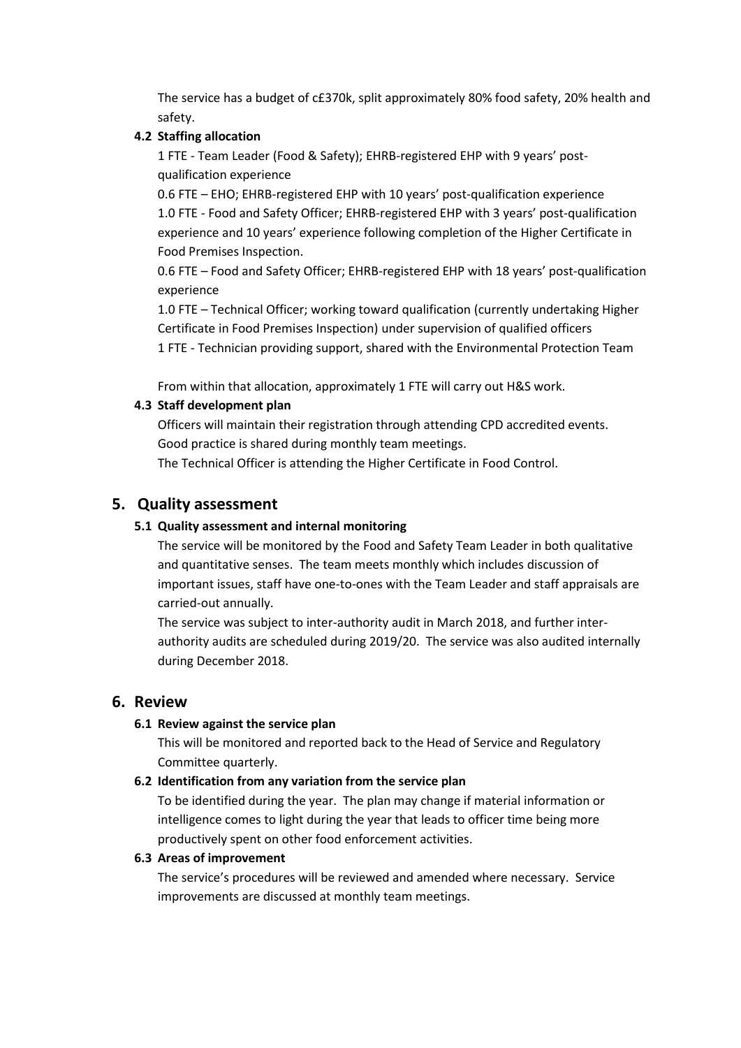The service has a budget of c£370k, split approximately 80% food safety, 20% health and safety.

### 4.2 Staffing allocation

1 FTE - Team Leader (Food & Safety); EHRB-registered EHP with 9 years' post-qualification experience

0.6 FTE – EHO; EHRB-registered EHP with 10 years' post-qualification experience

1.0 FTE - Food and Safety Officer; EHRB-registered EHP with 3 years' post-qualification experience and 10 years' experience following completion of the Higher Certificate in Food Premises Inspection.

0.6 FTE – Food and Safety Officer; EHRB-registered EHP with 18 years' post-qualification experience

1.0 FTE – Technical Officer; working toward qualification (currently undertaking Higher Certificate in Food Premises Inspection) under supervision of qualified officers

1 FTE - Technician providing support, shared with the Environmental Protection Team

From within that allocation, approximately 1 FTE will carry out H&S work.

### 4.3 Staff development plan

Officers will maintain their registration through attending CPD accredited events.
Good practice is shared during monthly team meetings.
The Technical Officer is attending the Higher Certificate in Food Control.

## 5. Quality assessment

### 5.1 Quality assessment and internal monitoring

The service will be monitored by the Food and Safety Team Leader in both qualitative and quantitative senses. The team meets monthly which includes discussion of important issues, staff have one-to-ones with the Team Leader and staff appraisals are carried-out annually.

The service was subject to inter-authority audit in March 2018, and further inter-authority audits are scheduled during 2019/20. The service was also audited internally during December 2018.

## 6. Review

### 6.1 Review against the service plan

This will be monitored and reported back to the Head of Service and Regulatory Committee quarterly.

### 6.2 Identification from any variation from the service plan

To be identified during the year. The plan may change if material information or intelligence comes to light during the year that leads to officer time being more productively spent on other food enforcement activities.

### 6.3 Areas of improvement

The service's procedures will be reviewed and amended where necessary. Service improvements are discussed at monthly team meetings.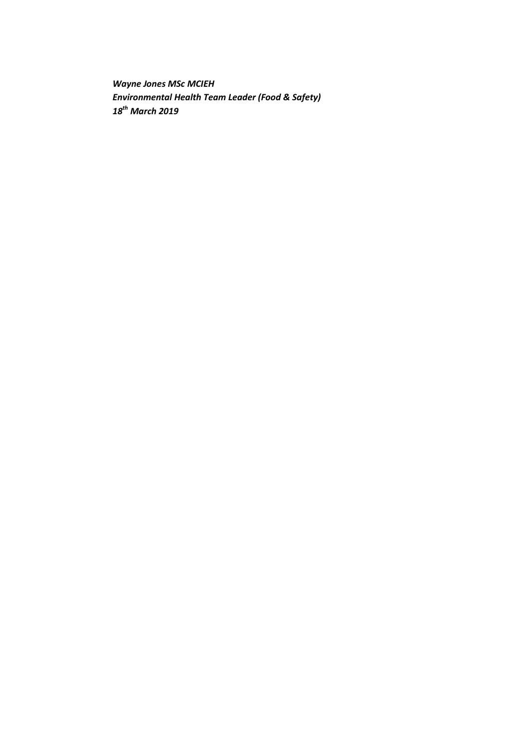***Wayne Jones MSc MCIEH***
***Environmental Health Team Leader (Food & Safety)***
***18th March 2019***